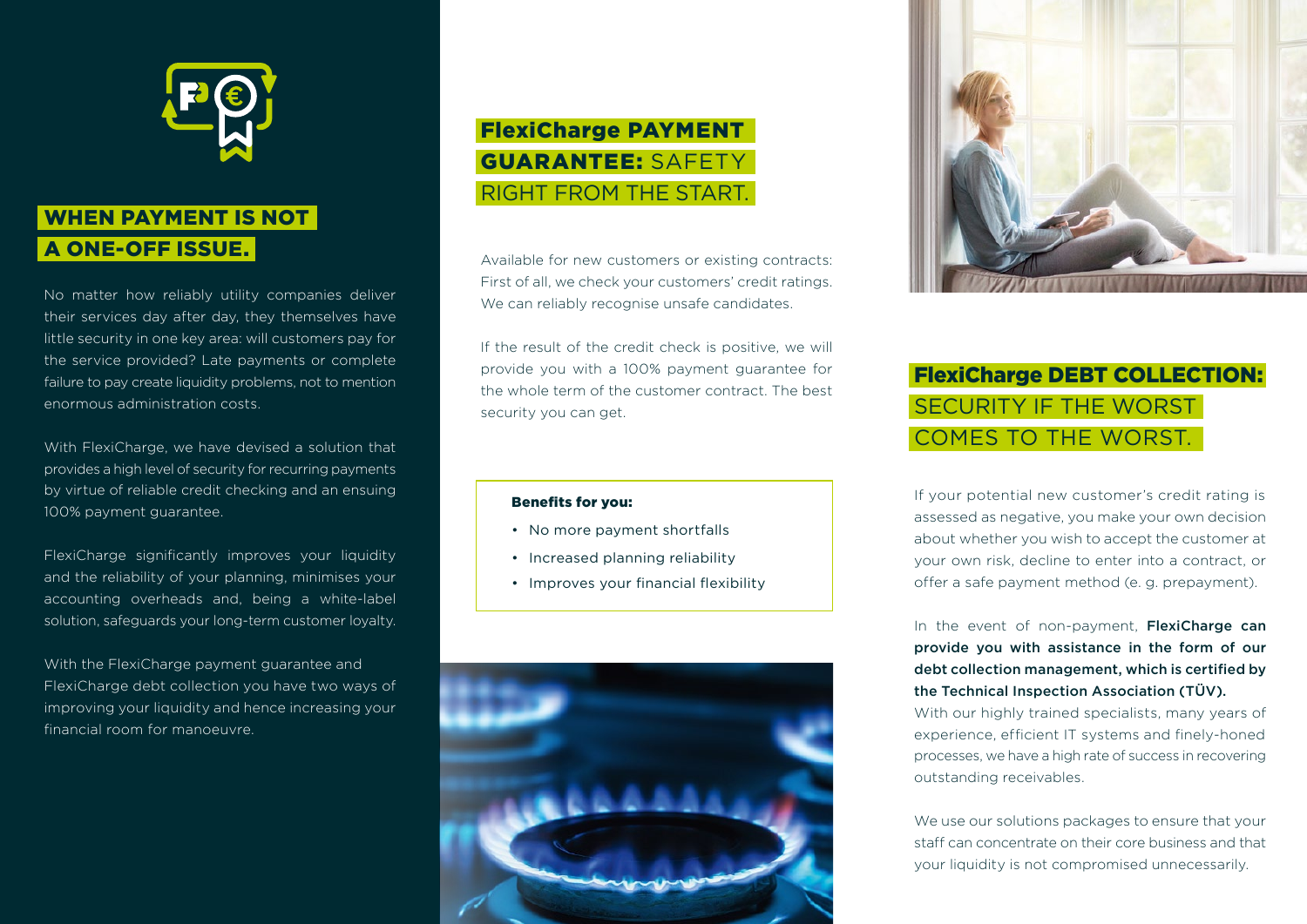## WHEN PAYMENT IS NOT A ONE-OFF ISSUE.

No matter how reliably utility companies deliver their services day after day, they themselves have little security in one key area: will customers pay for the service provided? Late payments or complete failure to pay create liquidity problems, not to mention enormous administration costs.

With FlexiCharge, we have devised a solution that provides a high level of security for recurring payments by virtue of reliable credit checking and an ensuing 100% payment guarantee.

FlexiCharge significantly improves your liquidity and the reliability of your planning, minimises your accounting overheads and, being a white-label solution, safeguards your long-term customer loyalty.

With the FlexiCharge payment guarantee and FlexiCharge debt collection you have two ways of improving your liquidity and hence increasing your financial room for manoeuvre.

## FlexiCharge PAYMENT GUARANTEE: SAFETY RIGHT FROM THE START.

Available for new customers or existing contracts: First of all, we check your customers' credit ratings. We can reliably recognise unsafe candidates.

If the result of the credit check is positive, we will provide you with a 100% payment guarantee for the whole term of the customer contract. The best security you can get.

**Benefits for you:**

- No more payment shortfalls
- Increased planning reliability
- Improves your financial flexibility

## FlexiCharge DEBT COLLECTION: SECURITY IF THE WORST COMES TO THE WORST.

If your potential new customer's credit rating is assessed as negative, you make your own decision about whether you wish to accept the customer at your own risk, decline to enter into a contract, or offer a safe payment method (e. g. prepayment).

In the event of non-payment, **FlexiCharge can provide you with assistance in the form of our debt collection management, which is certified by the Technical Inspection Association (TÜV).**
With our highly trained specialists, many years of experience, efficient IT systems and finely-honed processes, we have a high rate of success in recovering outstanding receivables.

We use our solutions packages to ensure that your staff can concentrate on their core business and that your liquidity is not compromised unnecessarily.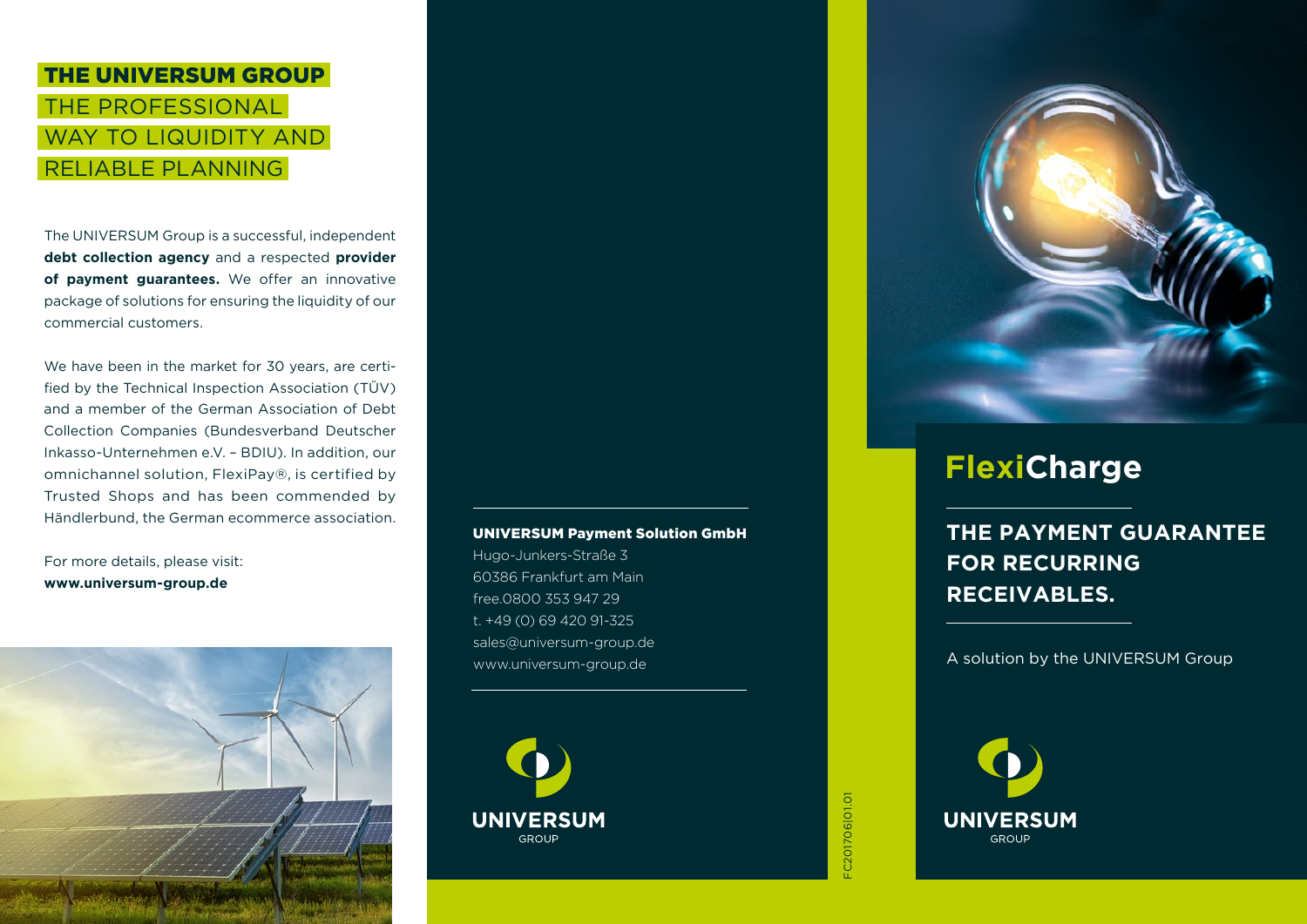# THE UNIVERSUM GROUP

## THE PROFESSIONAL WAY TO LIQUIDITY AND RELIABLE PLANNING

The UNIVERSUM Group is a successful, independent **debt collection agency** and a respected **provider of payment guarantees.** We offer an innovative package of solutions for ensuring the liquidity of our commercial customers.

We have been in the market for 30 years, are certified by the Technical Inspection Association (TÜV) and a member of the German Association of Debt Collection Companies (Bundesverband Deutscher Inkasso-Unternehmen e.V. – BDIU). In addition, our omnichannel solution, FlexiPay®, is certified by Trusted Shops and has been commended by Händlerbund, the German ecommerce association.

For more details, please visit:
**www.universum-group.de**

---

**UNIVERSUM Payment Solution GmbH**
Hugo-Junkers-Straße 3
60386 Frankfurt am Main
free.0800 353 947 29
t. +49 (0) 69 420 91-325
sales@universum-group.de
www.universum-group.de

---

UNIVERSUM GROUP

FC201706|01.01

# FlexiCharge

## THE PAYMENT GUARANTEE FOR RECURRING RECEIVABLES.

A solution by the UNIVERSUM Group

UNIVERSUM GROUP